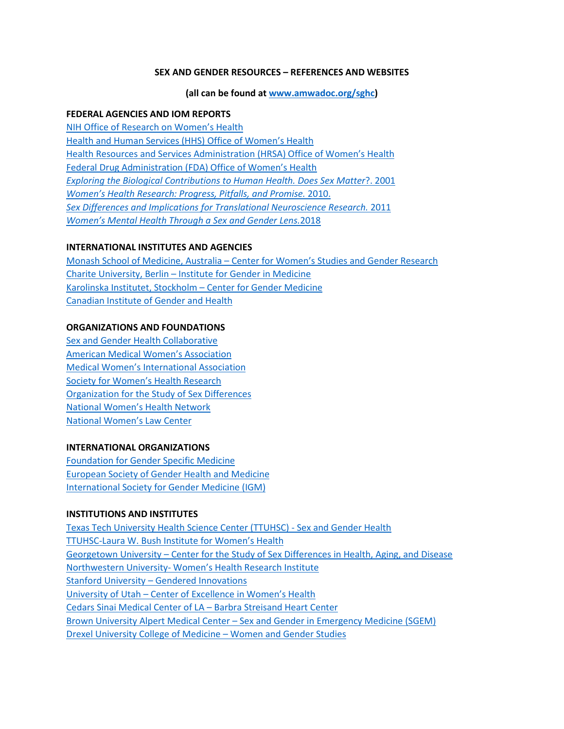# SEX AND GENDER RESOURCES – REFERENCES AND WEBSITES

**(all can be found at www.amwadoc.org/sghc)**

## FEDERAL AGENCIES AND IOM REPORTS

NIH Office of Research on Women's Health
Health and Human Services (HHS) Office of Women's Health
Health Resources and Services Administration (HRSA) Office of Women's Health
Federal Drug Administration (FDA) Office of Women's Health
*Exploring the Biological Contributions to Human Health. Does Sex Matter*?. 2001
*Women's Health Research: Progress, Pitfalls, and Promise.* 2010.
*Sex Differences and Implications for Translational Neuroscience Research.* 2011
*Women's Mental Health Through a Sex and Gender Lens.*2018

## INTERNATIONAL INSTITUTES AND AGENCIES

Monash School of Medicine, Australia – Center for Women's Studies and Gender Research
Charite University, Berlin – Institute for Gender in Medicine
Karolinska Institutet, Stockholm – Center for Gender Medicine
Canadian Institute of Gender and Health

## ORGANIZATIONS AND FOUNDATIONS

Sex and Gender Health Collaborative
American Medical Women's Association
Medical Women's International Association
Society for Women's Health Research
Organization for the Study of Sex Differences
National Women's Health Network
National Women's Law Center

## INTERNATIONAL ORGANIZATIONS

Foundation for Gender Specific Medicine
European Society of Gender Health and Medicine
International Society for Gender Medicine (IGM)

## INSTITUTIONS AND INSTITUTES

Texas Tech University Health Science Center (TTUHSC) - Sex and Gender Health
TTUHSC-Laura W. Bush Institute for Women's Health
Georgetown University – Center for the Study of Sex Differences in Health, Aging, and Disease
Northwestern University- Women's Health Research Institute
Stanford University – Gendered Innovations
University of Utah – Center of Excellence in Women's Health
Cedars Sinai Medical Center of LA – Barbra Streisand Heart Center
Brown University Alpert Medical Center – Sex and Gender in Emergency Medicine (SGEM)
Drexel University College of Medicine – Women and Gender Studies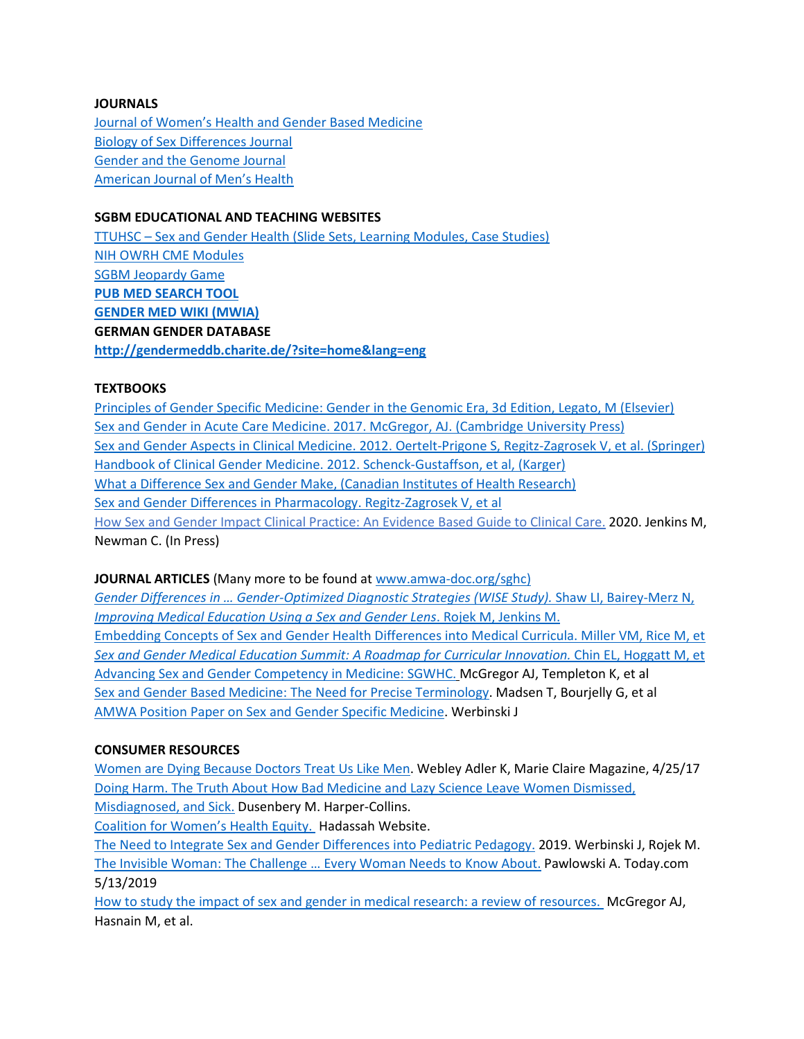**JOURNALS**

Journal of Women's Health and Gender Based Medicine
Biology of Sex Differences Journal
Gender and the Genome Journal
American Journal of Men's Health

**SGBM EDUCATIONAL AND TEACHING WEBSITES**

TTUHSC – Sex and Gender Health (Slide Sets, Learning Modules, Case Studies)
NIH OWRH CME Modules
SGBM Jeopardy Game
**PUB MED SEARCH TOOL**
**GENDER MED WIKI (MWIA)**
**GERMAN GENDER DATABASE**
**http://gendermeddb.charite.de/?site=home&lang=eng**

**TEXTBOOKS**

Principles of Gender Specific Medicine: Gender in the Genomic Era, 3d Edition, Legato, M (Elsevier)
Sex and Gender in Acute Care Medicine. 2017. McGregor, AJ. (Cambridge University Press)
Sex and Gender Aspects in Clinical Medicine. 2012. Oertelt-Prigone S, Regitz-Zagrosek V, et al. (Springer)
Handbook of Clinical Gender Medicine. 2012. Schenck-Gustaffson, et al, (Karger)
What a Difference Sex and Gender Make, (Canadian Institutes of Health Research)
Sex and Gender Differences in Pharmacology. Regitz-Zagrosek V, et al
How Sex and Gender Impact Clinical Practice: An Evidence Based Guide to Clinical Care. 2020. Jenkins M, Newman C. (In Press)

**JOURNAL ARTICLES** (Many more to be found at www.amwa-doc.org/sghc)

*Gender Differences in … Gender-Optimized Diagnostic Strategies (WISE Study).* Shaw LI, Bairey-Merz N,
*Improving Medical Education Using a Sex and Gender Lens*. Rojek M, Jenkins M.
Embedding Concepts of Sex and Gender Health Differences into Medical Curricula. Miller VM, Rice M, et
*Sex and Gender Medical Education Summit: A Roadmap for Curricular Innovation.* Chin EL, Hoggatt M, et
Advancing Sex and Gender Competency in Medicine: SGWHC. McGregor AJ, Templeton K, et al
Sex and Gender Based Medicine: The Need for Precise Terminology. Madsen T, Bourjelly G, et al
AMWA Position Paper on Sex and Gender Specific Medicine. Werbinski J

**CONSUMER RESOURCES**

Women are Dying Because Doctors Treat Us Like Men. Webley Adler K, Marie Claire Magazine, 4/25/17
Doing Harm. The Truth About How Bad Medicine and Lazy Science Leave Women Dismissed, Misdiagnosed, and Sick. Dusenbery M. Harper-Collins.
Coalition for Women's Health Equity. Hadassah Website.
The Need to Integrate Sex and Gender Differences into Pediatric Pedagogy. 2019. Werbinski J, Rojek M.
The Invisible Woman: The Challenge … Every Woman Needs to Know About. Pawlowski A. Today.com 5/13/2019
How to study the impact of sex and gender in medical research: a review of resources. McGregor AJ, Hasnain M, et al.